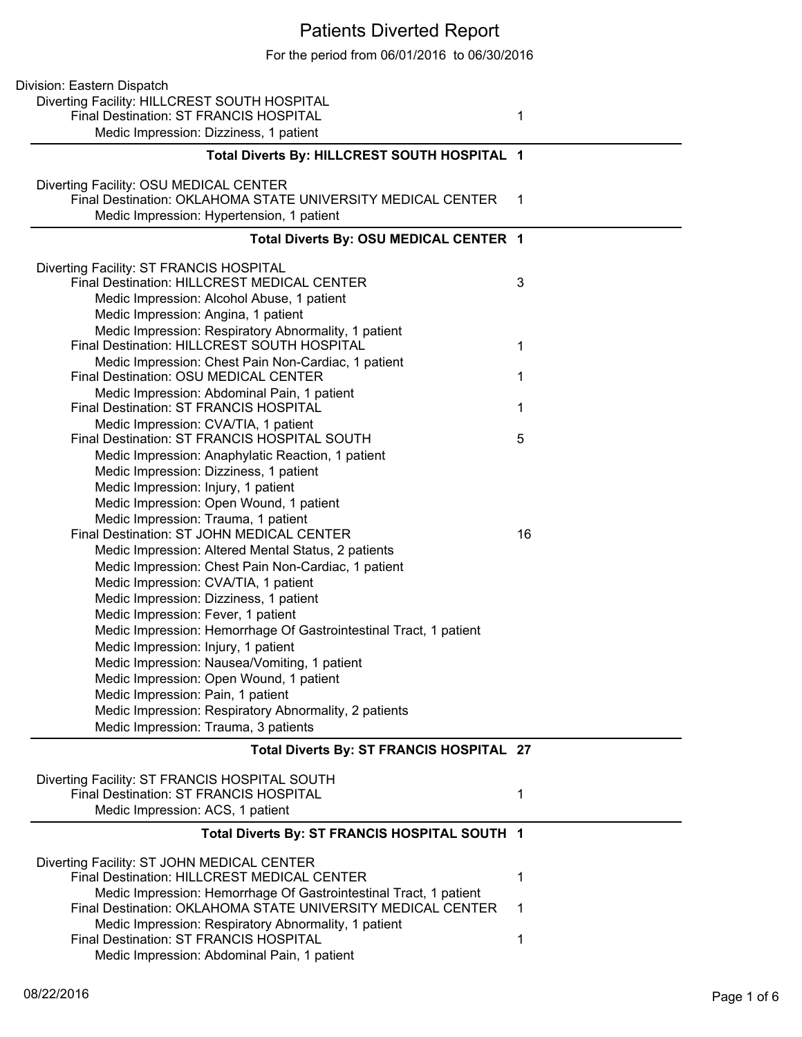# Patients Diverted Report

For the period from 06/01/2016 to 06/30/2016

Division: Eastern Dispatch

Diverting Facility: HILLCREST SOUTH HOSPITAL

- Final Destination: ST FRANCIS HOSPITAL — 1
  - Medic Impression: Dizziness, 1 patient

**Total Diverts By: HILLCREST SOUTH HOSPITAL 1**

Diverting Facility: OSU MEDICAL CENTER

- Final Destination: OKLAHOMA STATE UNIVERSITY MEDICAL CENTER — 1
  - Medic Impression: Hypertension, 1 patient

**Total Diverts By: OSU MEDICAL CENTER 1**

Diverting Facility: ST FRANCIS HOSPITAL

- Final Destination: HILLCREST MEDICAL CENTER — 3
  - Medic Impression: Alcohol Abuse, 1 patient
  - Medic Impression: Angina, 1 patient
  - Medic Impression: Respiratory Abnormality, 1 patient
- Final Destination: HILLCREST SOUTH HOSPITAL — 1
  - Medic Impression: Chest Pain Non-Cardiac, 1 patient
- Final Destination: OSU MEDICAL CENTER — 1
  - Medic Impression: Abdominal Pain, 1 patient
- Final Destination: ST FRANCIS HOSPITAL — 1
  - Medic Impression: CVA/TIA, 1 patient
- Final Destination: ST FRANCIS HOSPITAL SOUTH — 5
  - Medic Impression: Anaphylatic Reaction, 1 patient
  - Medic Impression: Dizziness, 1 patient
  - Medic Impression: Injury, 1 patient
  - Medic Impression: Open Wound, 1 patient
  - Medic Impression: Trauma, 1 patient
- Final Destination: ST JOHN MEDICAL CENTER — 16
  - Medic Impression: Altered Mental Status, 2 patients
  - Medic Impression: Chest Pain Non-Cardiac, 1 patient
  - Medic Impression: CVA/TIA, 1 patient
  - Medic Impression: Dizziness, 1 patient
  - Medic Impression: Fever, 1 patient
  - Medic Impression: Hemorrhage Of Gastrointestinal Tract, 1 patient
  - Medic Impression: Injury, 1 patient
  - Medic Impression: Nausea/Vomiting, 1 patient
  - Medic Impression: Open Wound, 1 patient
  - Medic Impression: Pain, 1 patient
  - Medic Impression: Respiratory Abnormality, 2 patients
  - Medic Impression: Trauma, 3 patients

**Total Diverts By: ST FRANCIS HOSPITAL 27**

Diverting Facility: ST FRANCIS HOSPITAL SOUTH

- Final Destination: ST FRANCIS HOSPITAL — 1
  - Medic Impression: ACS, 1 patient

**Total Diverts By: ST FRANCIS HOSPITAL SOUTH 1**

Diverting Facility: ST JOHN MEDICAL CENTER

- Final Destination: HILLCREST MEDICAL CENTER — 1
  - Medic Impression: Hemorrhage Of Gastrointestinal Tract, 1 patient
- Final Destination: OKLAHOMA STATE UNIVERSITY MEDICAL CENTER — 1
  - Medic Impression: Respiratory Abnormality, 1 patient
- Final Destination: ST FRANCIS HOSPITAL — 1
  - Medic Impression: Abdominal Pain, 1 patient

08/22/2016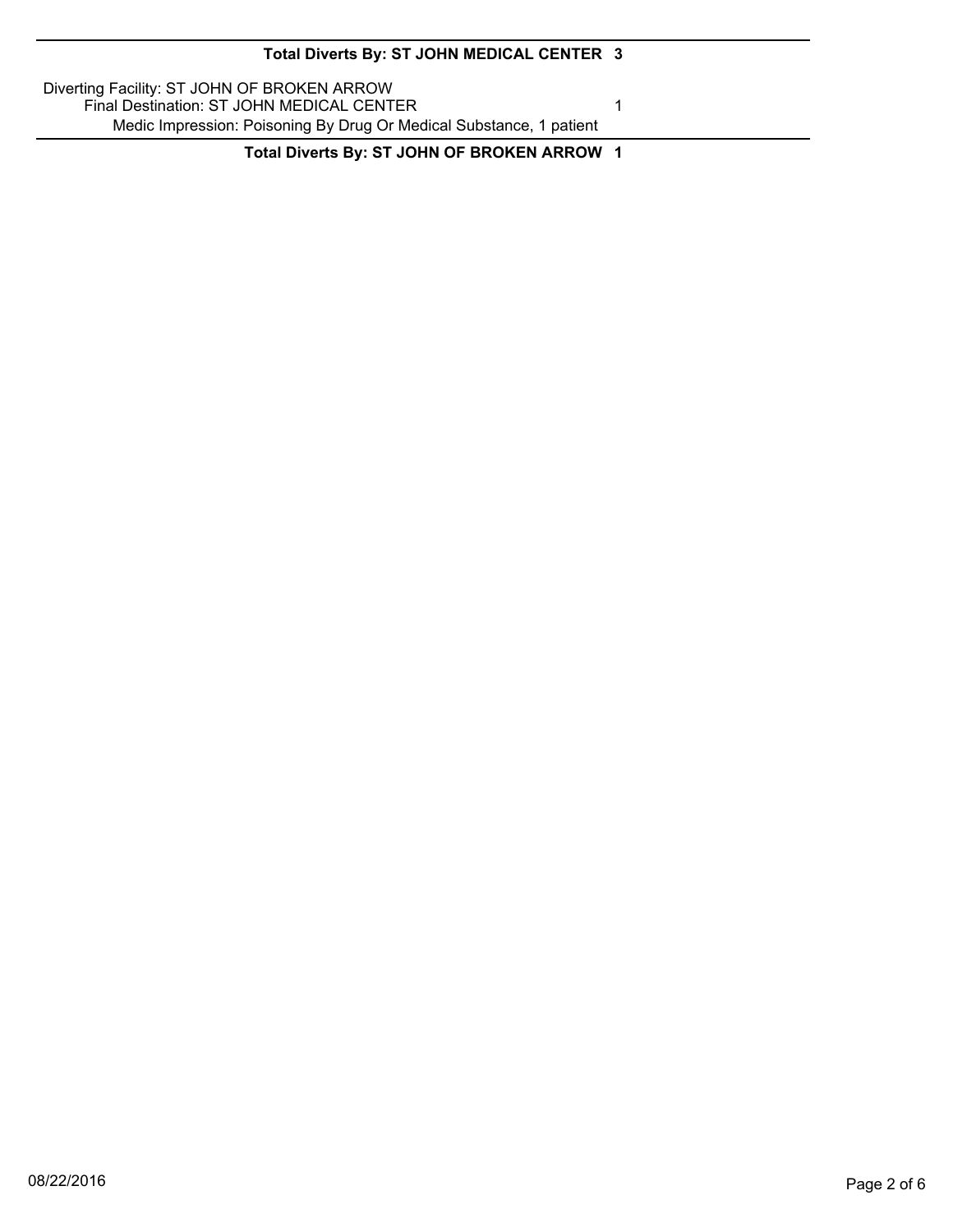**Total Diverts By: ST JOHN MEDICAL CENTER 3**

Diverting Facility: ST JOHN OF BROKEN ARROW

Final Destination: ST JOHN MEDICAL CENTER 1

Medic Impression: Poisoning By Drug Or Medical Substance, 1 patient

**Total Diverts By: ST JOHN OF BROKEN ARROW 1**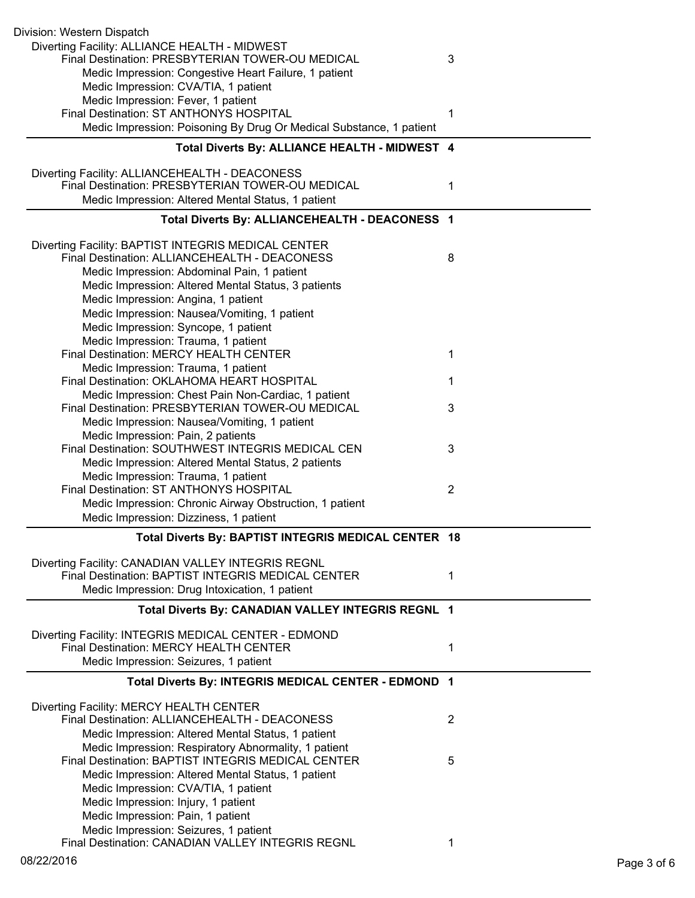Division: Western Dispatch

Diverting Facility: ALLIANCE HEALTH - MIDWEST

| | |
|---|---|
| Final Destination: PRESBYTERIAN TOWER-OU MEDICAL | 3 |
| Medic Impression: Congestive Heart Failure, 1 patient | |
| Medic Impression: CVA/TIA, 1 patient | |
| Medic Impression: Fever, 1 patient | |
| Final Destination: ST ANTHONYS HOSPITAL | 1 |
| Medic Impression: Poisoning By Drug Or Medical Substance, 1 patient | |

**Total Diverts By: ALLIANCE HEALTH - MIDWEST 4**

Diverting Facility: ALLIANCEHEALTH - DEACONESS

| | |
|---|---|
| Final Destination: PRESBYTERIAN TOWER-OU MEDICAL | 1 |
| Medic Impression: Altered Mental Status, 1 patient | |

**Total Diverts By: ALLIANCEHEALTH - DEACONESS 1**

Diverting Facility: BAPTIST INTEGRIS MEDICAL CENTER

| | |
|---|---|
| Final Destination: ALLIANCEHEALTH - DEACONESS | 8 |
| Medic Impression: Abdominal Pain, 1 patient | |
| Medic Impression: Altered Mental Status, 3 patients | |
| Medic Impression: Angina, 1 patient | |
| Medic Impression: Nausea/Vomiting, 1 patient | |
| Medic Impression: Syncope, 1 patient | |
| Medic Impression: Trauma, 1 patient | |
| Final Destination: MERCY HEALTH CENTER | 1 |
| Medic Impression: Trauma, 1 patient | |
| Final Destination: OKLAHOMA HEART HOSPITAL | 1 |
| Medic Impression: Chest Pain Non-Cardiac, 1 patient | |
| Final Destination: PRESBYTERIAN TOWER-OU MEDICAL | 3 |
| Medic Impression: Nausea/Vomiting, 1 patient | |
| Medic Impression: Pain, 2 patients | |
| Final Destination: SOUTHWEST INTEGRIS MEDICAL CEN | 3 |
| Medic Impression: Altered Mental Status, 2 patients | |
| Medic Impression: Trauma, 1 patient | |
| Final Destination: ST ANTHONYS HOSPITAL | 2 |
| Medic Impression: Chronic Airway Obstruction, 1 patient | |
| Medic Impression: Dizziness, 1 patient | |

**Total Diverts By: BAPTIST INTEGRIS MEDICAL CENTER 18**

Diverting Facility: CANADIAN VALLEY INTEGRIS REGNL

| | |
|---|---|
| Final Destination: BAPTIST INTEGRIS MEDICAL CENTER | 1 |
| Medic Impression: Drug Intoxication, 1 patient | |

**Total Diverts By: CANADIAN VALLEY INTEGRIS REGNL 1**

Diverting Facility: INTEGRIS MEDICAL CENTER - EDMOND

| | |
|---|---|
| Final Destination: MERCY HEALTH CENTER | 1 |
| Medic Impression: Seizures, 1 patient | |

**Total Diverts By: INTEGRIS MEDICAL CENTER - EDMOND 1**

Diverting Facility: MERCY HEALTH CENTER

| | |
|---|---|
| Final Destination: ALLIANCEHEALTH - DEACONESS | 2 |
| Medic Impression: Altered Mental Status, 1 patient | |
| Medic Impression: Respiratory Abnormality, 1 patient | |
| Final Destination: BAPTIST INTEGRIS MEDICAL CENTER | 5 |
| Medic Impression: Altered Mental Status, 1 patient | |
| Medic Impression: CVA/TIA, 1 patient | |
| Medic Impression: Injury, 1 patient | |
| Medic Impression: Pain, 1 patient | |
| Medic Impression: Seizures, 1 patient | |
| Final Destination: CANADIAN VALLEY INTEGRIS REGNL | 1 |

08/22/2016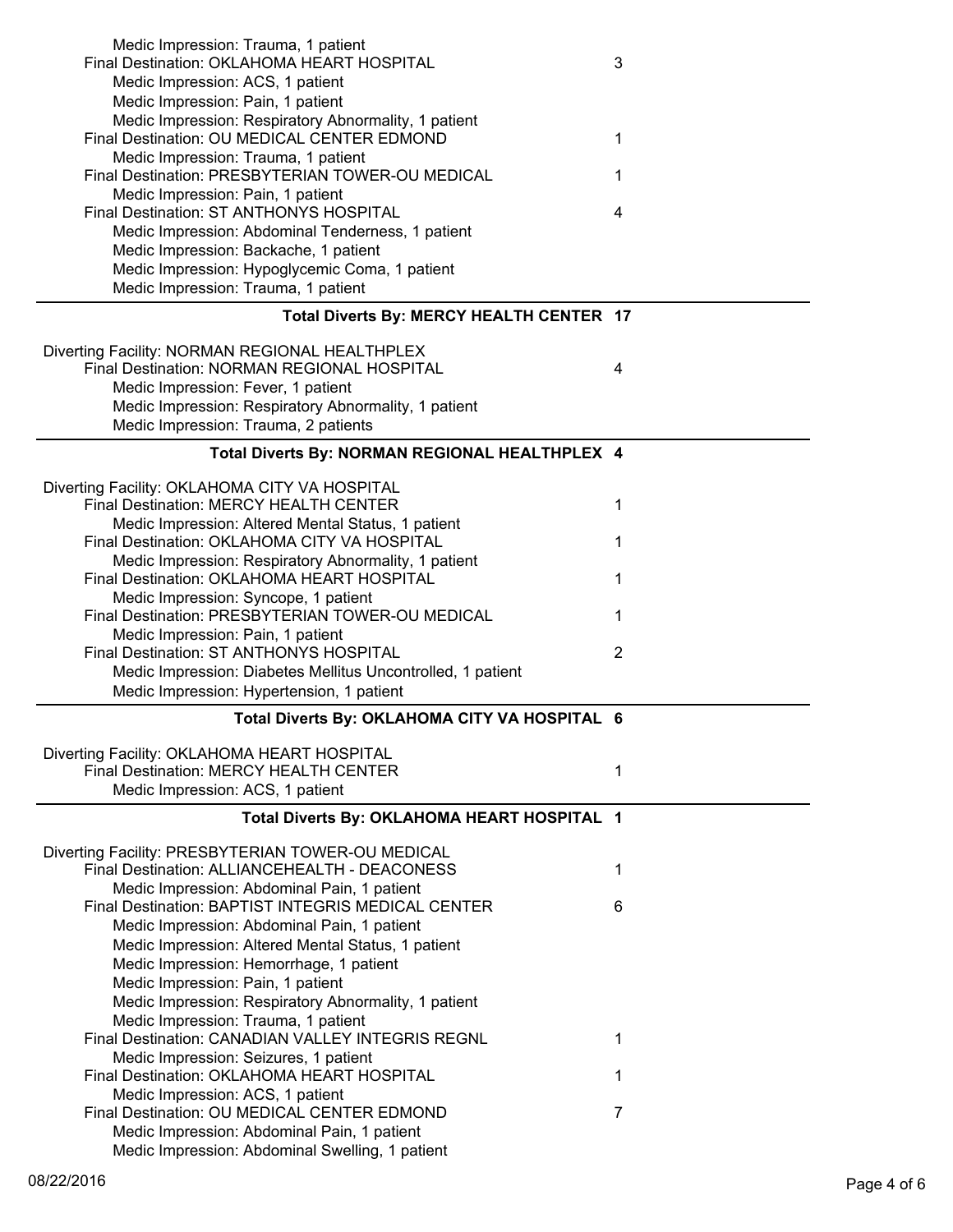Medic Impression: Trauma, 1 patient

Final Destination: OKLAHOMA HEART HOSPITAL 3

Medic Impression: ACS, 1 patient

Medic Impression: Pain, 1 patient

Medic Impression: Respiratory Abnormality, 1 patient

Final Destination: OU MEDICAL CENTER EDMOND 1

Medic Impression: Trauma, 1 patient

Final Destination: PRESBYTERIAN TOWER-OU MEDICAL 1

Medic Impression: Pain, 1 patient

Final Destination: ST ANTHONYS HOSPITAL 4

Medic Impression: Abdominal Tenderness, 1 patient

Medic Impression: Backache, 1 patient

Medic Impression: Hypoglycemic Coma, 1 patient

Medic Impression: Trauma, 1 patient

---

**Total Diverts By: MERCY HEALTH CENTER 17**

Diverting Facility: NORMAN REGIONAL HEALTHPLEX

Final Destination: NORMAN REGIONAL HOSPITAL 4

Medic Impression: Fever, 1 patient

Medic Impression: Respiratory Abnormality, 1 patient

Medic Impression: Trauma, 2 patients

---

**Total Diverts By: NORMAN REGIONAL HEALTHPLEX 4**

Diverting Facility: OKLAHOMA CITY VA HOSPITAL

Final Destination: MERCY HEALTH CENTER 1

Medic Impression: Altered Mental Status, 1 patient

Final Destination: OKLAHOMA CITY VA HOSPITAL 1

Medic Impression: Respiratory Abnormality, 1 patient

Final Destination: OKLAHOMA HEART HOSPITAL 1

Medic Impression: Syncope, 1 patient

Final Destination: PRESBYTERIAN TOWER-OU MEDICAL 1

Medic Impression: Pain, 1 patient

Final Destination: ST ANTHONYS HOSPITAL 2

Medic Impression: Diabetes Mellitus Uncontrolled, 1 patient

Medic Impression: Hypertension, 1 patient

---

**Total Diverts By: OKLAHOMA CITY VA HOSPITAL 6**

Diverting Facility: OKLAHOMA HEART HOSPITAL

Final Destination: MERCY HEALTH CENTER 1

Medic Impression: ACS, 1 patient

---

**Total Diverts By: OKLAHOMA HEART HOSPITAL 1**

Diverting Facility: PRESBYTERIAN TOWER-OU MEDICAL

Final Destination: ALLIANCEHEALTH - DEACONESS 1

Medic Impression: Abdominal Pain, 1 patient

Final Destination: BAPTIST INTEGRIS MEDICAL CENTER 6

Medic Impression: Abdominal Pain, 1 patient

Medic Impression: Altered Mental Status, 1 patient

Medic Impression: Hemorrhage, 1 patient

Medic Impression: Pain, 1 patient

Medic Impression: Respiratory Abnormality, 1 patient

Medic Impression: Trauma, 1 patient

Final Destination: CANADIAN VALLEY INTEGRIS REGNL 1

Medic Impression: Seizures, 1 patient

Final Destination: OKLAHOMA HEART HOSPITAL 1

Medic Impression: ACS, 1 patient

Final Destination: OU MEDICAL CENTER EDMOND 7

Medic Impression: Abdominal Pain, 1 patient

Medic Impression: Abdominal Swelling, 1 patient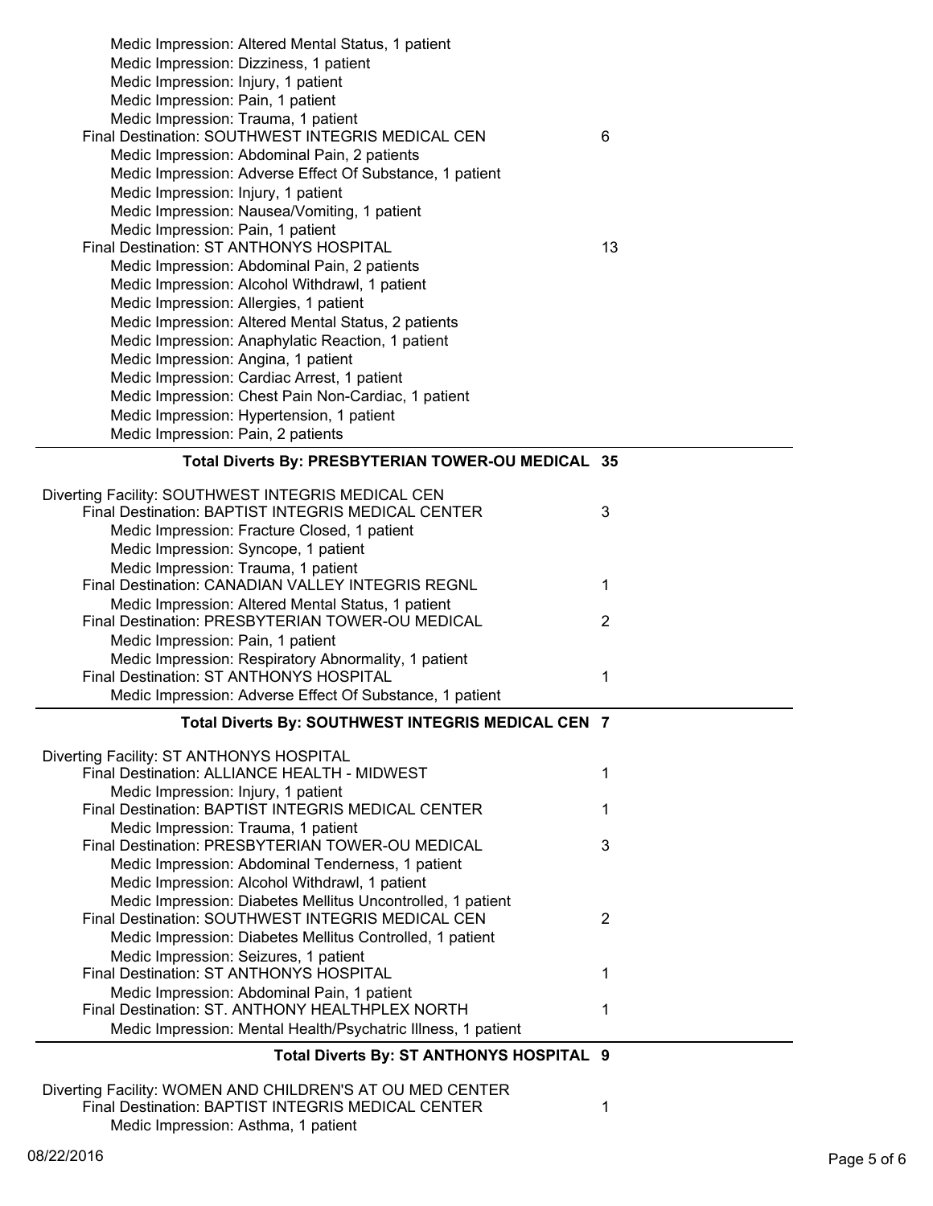Medic Impression: Altered Mental Status, 1 patient
Medic Impression: Dizziness, 1 patient
Medic Impression: Injury, 1 patient
Medic Impression: Pain, 1 patient
Medic Impression: Trauma, 1 patient

Final Destination: SOUTHWEST INTEGRIS MEDICAL CEN 6
Medic Impression: Abdominal Pain, 2 patients
Medic Impression: Adverse Effect Of Substance, 1 patient
Medic Impression: Injury, 1 patient
Medic Impression: Nausea/Vomiting, 1 patient
Medic Impression: Pain, 1 patient

Final Destination: ST ANTHONYS HOSPITAL 13
Medic Impression: Abdominal Pain, 2 patients
Medic Impression: Alcohol Withdrawl, 1 patient
Medic Impression: Allergies, 1 patient
Medic Impression: Altered Mental Status, 2 patients
Medic Impression: Anaphylatic Reaction, 1 patient
Medic Impression: Angina, 1 patient
Medic Impression: Cardiac Arrest, 1 patient
Medic Impression: Chest Pain Non-Cardiac, 1 patient
Medic Impression: Hypertension, 1 patient
Medic Impression: Pain, 2 patients

**Total Diverts By: PRESBYTERIAN TOWER-OU MEDICAL 35**

Diverting Facility: SOUTHWEST INTEGRIS MEDICAL CEN

Final Destination: BAPTIST INTEGRIS MEDICAL CENTER 3
Medic Impression: Fracture Closed, 1 patient
Medic Impression: Syncope, 1 patient
Medic Impression: Trauma, 1 patient

Final Destination: CANADIAN VALLEY INTEGRIS REGNL 1
Medic Impression: Altered Mental Status, 1 patient

Final Destination: PRESBYTERIAN TOWER-OU MEDICAL 2
Medic Impression: Pain, 1 patient
Medic Impression: Respiratory Abnormality, 1 patient

Final Destination: ST ANTHONYS HOSPITAL 1
Medic Impression: Adverse Effect Of Substance, 1 patient

**Total Diverts By: SOUTHWEST INTEGRIS MEDICAL CEN 7**

Diverting Facility: ST ANTHONYS HOSPITAL

Final Destination: ALLIANCE HEALTH - MIDWEST 1
Medic Impression: Injury, 1 patient

Final Destination: BAPTIST INTEGRIS MEDICAL CENTER 1
Medic Impression: Trauma, 1 patient

Final Destination: PRESBYTERIAN TOWER-OU MEDICAL 3
Medic Impression: Abdominal Tenderness, 1 patient
Medic Impression: Alcohol Withdrawl, 1 patient
Medic Impression: Diabetes Mellitus Uncontrolled, 1 patient

Final Destination: SOUTHWEST INTEGRIS MEDICAL CEN 2
Medic Impression: Diabetes Mellitus Controlled, 1 patient
Medic Impression: Seizures, 1 patient

Final Destination: ST ANTHONYS HOSPITAL 1
Medic Impression: Abdominal Pain, 1 patient

Final Destination: ST. ANTHONY HEALTHPLEX NORTH 1
Medic Impression: Mental Health/Psychatric Illness, 1 patient

**Total Diverts By: ST ANTHONYS HOSPITAL 9**

Diverting Facility: WOMEN AND CHILDREN'S AT OU MED CENTER

Final Destination: BAPTIST INTEGRIS MEDICAL CENTER 1
Medic Impression: Asthma, 1 patient

08/22/2016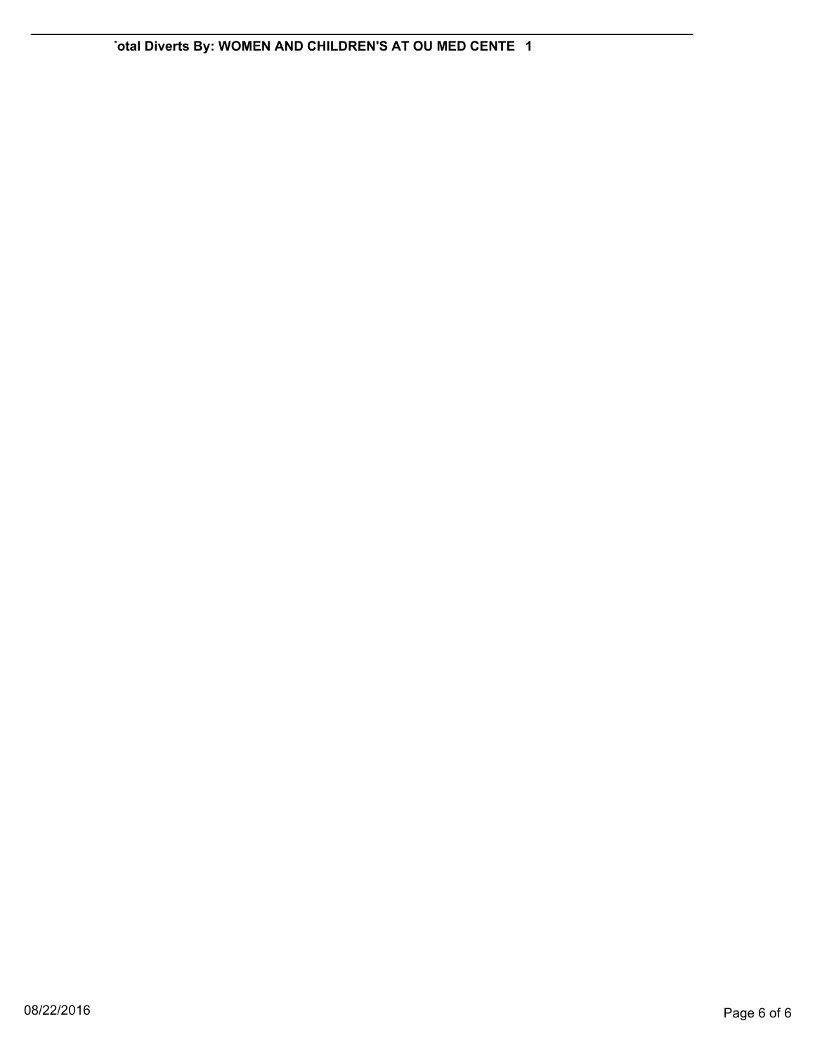**Total Diverts By: WOMEN AND CHILDREN'S AT OU MED CENTE 1**